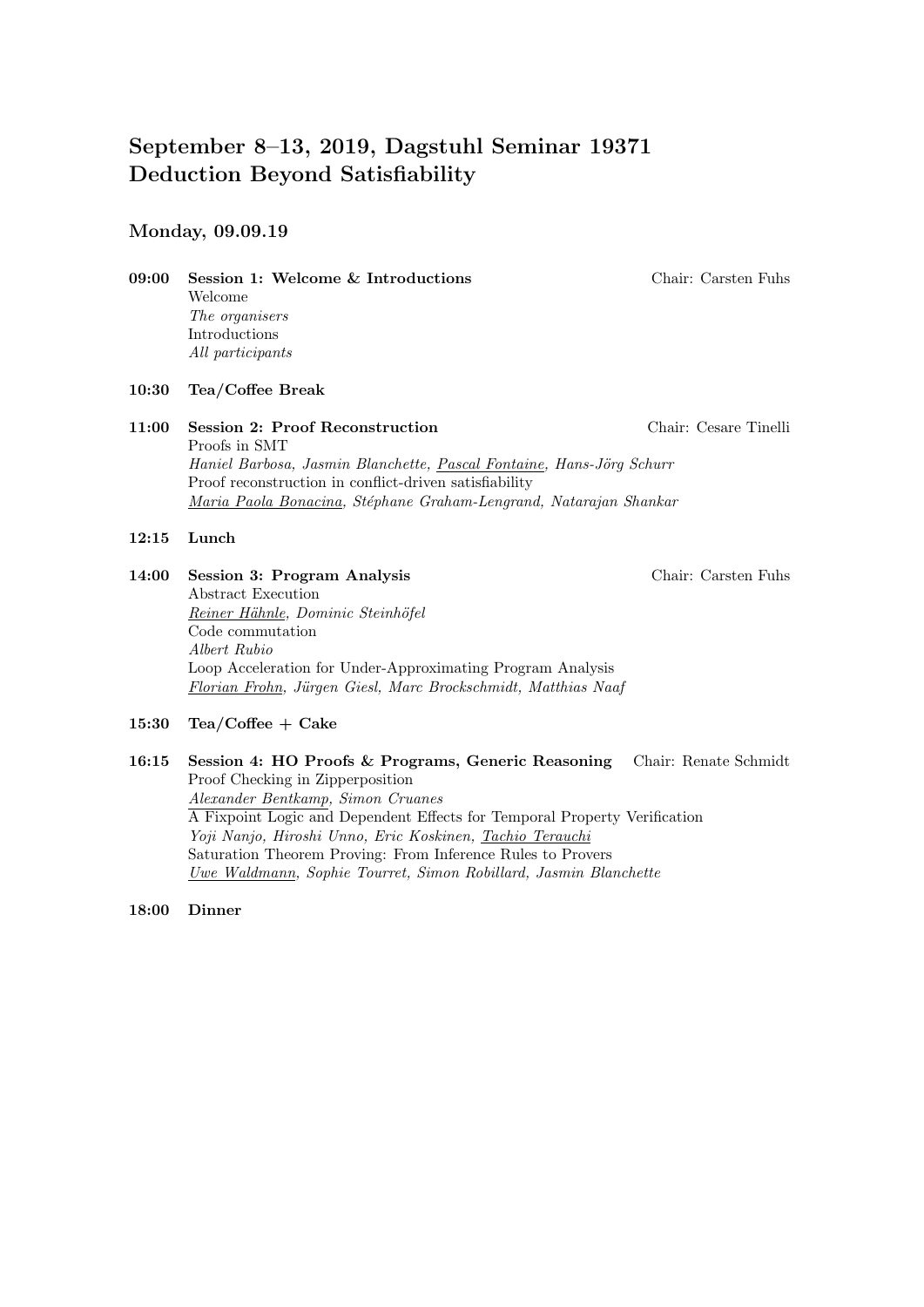# September 8–13, 2019, Dagstuhl Seminar 19371
# Deduction Beyond Satisfiability

## Monday, 09.09.19

**09:00** **Session 1: Welcome & Introductions** — Chair: Carsten Fuhs

Welcome
*The organisers*
Introductions
*All participants*

**10:30** **Tea/Coffee Break**

**11:00** **Session 2: Proof Reconstruction** — Chair: Cesare Tinelli

Proofs in SMT
*Haniel Barbosa, Jasmin Blanchette, <u>Pascal Fontaine</u>, Hans-Jörg Schurr*
Proof reconstruction in conflict-driven satisfiability
*<u>Maria Paola Bonacina</u>, Stéphane Graham-Lengrand, Natarajan Shankar*

**12:15** **Lunch**

**14:00** **Session 3: Program Analysis** — Chair: Carsten Fuhs

Abstract Execution
*<u>Reiner Hähnle</u>, Dominic Steinhöfel*
Code commutation
*Albert Rubio*
Loop Acceleration for Under-Approximating Program Analysis
*<u>Florian Frohn</u>, Jürgen Giesl, Marc Brockschmidt, Matthias Naaf*

**15:30** **Tea/Coffee + Cake**

**16:15** **Session 4: HO Proofs & Programs, Generic Reasoning** — Chair: Renate Schmidt

Proof Checking in Zipperposition
*<u>Alexander Bentkamp</u>, Simon Cruanes*
A Fixpoint Logic and Dependent Effects for Temporal Property Verification
*Yoji Nanjo, Hiroshi Unno, Eric Koskinen, <u>Tachio Terauchi</u>*
Saturation Theorem Proving: From Inference Rules to Provers
*<u>Uwe Waldmann</u>, Sophie Tourret, Simon Robillard, Jasmin Blanchette*

**18:00** **Dinner**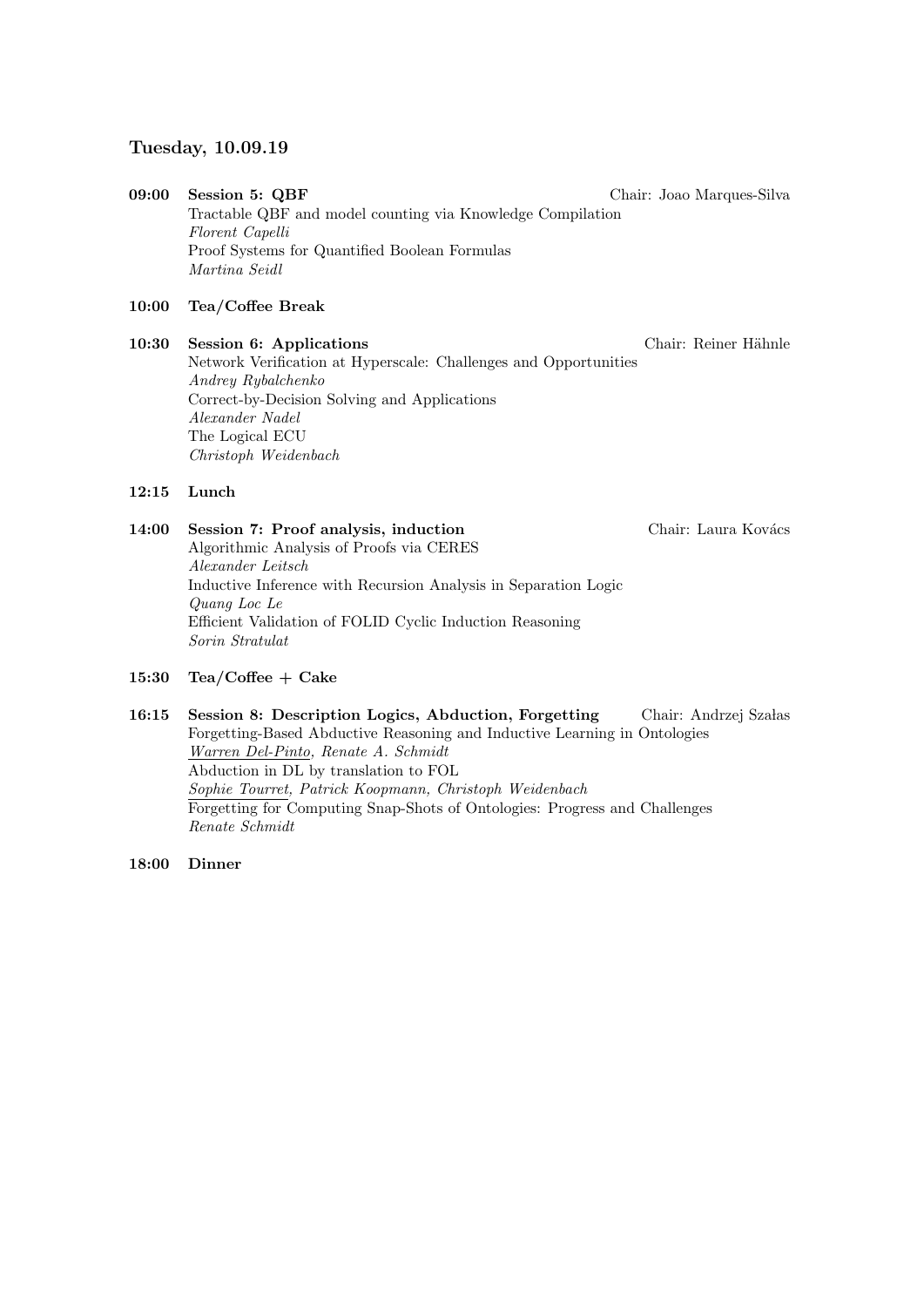## Tuesday, 10.09.19

**09:00** **Session 5: QBF** Chair: Joao Marques-Silva

Tractable QBF and model counting via Knowledge Compilation
*Florent Capelli*
Proof Systems for Quantified Boolean Formulas
*Martina Seidl*

**10:00** **Tea/Coffee Break**

**10:30** **Session 6: Applications** Chair: Reiner Hähnle

Network Verification at Hyperscale: Challenges and Opportunities
*Andrey Rybalchenko*
Correct-by-Decision Solving and Applications
*Alexander Nadel*
The Logical ECU
*Christoph Weidenbach*

**12:15** **Lunch**

**14:00** **Session 7: Proof analysis, induction** Chair: Laura Kovács

Algorithmic Analysis of Proofs via CERES
*Alexander Leitsch*
Inductive Inference with Recursion Analysis in Separation Logic
*Quang Loc Le*
Efficient Validation of FOLID Cyclic Induction Reasoning
*Sorin Stratulat*

**15:30** **Tea/Coffee + Cake**

**16:15** **Session 8: Description Logics, Abduction, Forgetting** Chair: Andrzej Szałas

Forgetting-Based Abductive Reasoning and Inductive Learning in Ontologies
*Warren Del-Pinto, Renate A. Schmidt*
Abduction in DL by translation to FOL
*Sophie Tourret, Patrick Koopmann, Christoph Weidenbach*
Forgetting for Computing Snap-Shots of Ontologies: Progress and Challenges
*Renate Schmidt*

**18:00** **Dinner**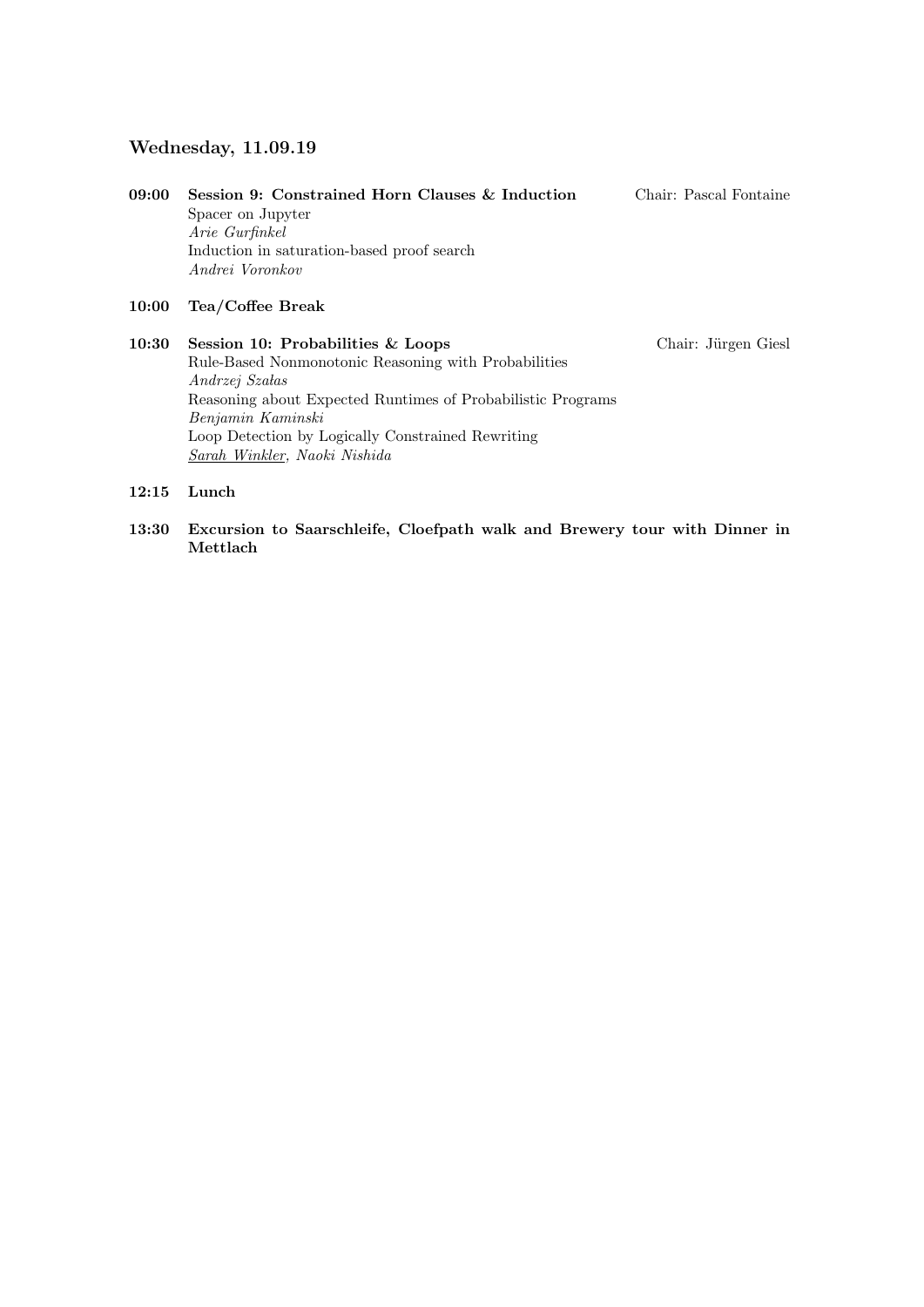## Wednesday, 11.09.19

**09:00** **Session 9: Constrained Horn Clauses & Induction** Chair: Pascal Fontaine

Spacer on Jupyter
*Arie Gurfinkel*

Induction in saturation-based proof search
*Andrei Voronkov*

**10:00** **Tea/Coffee Break**

**10:30** **Session 10: Probabilities & Loops** Chair: Jürgen Giesl

Rule-Based Nonmonotonic Reasoning with Probabilities
*Andrzej Szałas*

Reasoning about Expected Runtimes of Probabilistic Programs
*Benjamin Kaminski*

Loop Detection by Logically Constrained Rewriting
*Sarah Winkler, Naoki Nishida*

**12:15** **Lunch**

**13:30** **Excursion to Saarschleife, Cloefpath walk and Brewery tour with Dinner in Mettlach**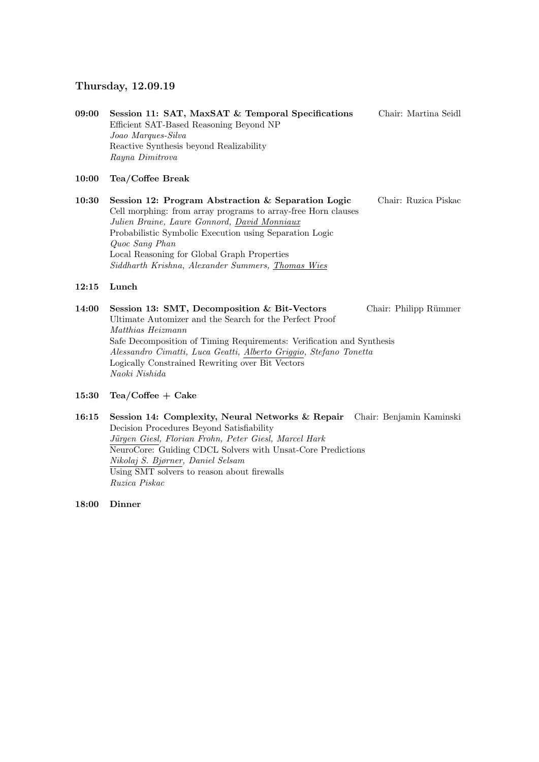## Thursday, 12.09.19

**09:00** **Session 11: SAT, MaxSAT & Temporal Specifications** — Chair: Martina Seidl

Efficient SAT-Based Reasoning Beyond NP
*Joao Marques-Silva*
Reactive Synthesis beyond Realizability
*Rayna Dimitrova*

**10:00** **Tea/Coffee Break**

**10:30** **Session 12: Program Abstraction & Separation Logic** — Chair: Ruzica Piskac

Cell morphing: from array programs to array-free Horn clauses
*Julien Braine, Laure Gonnord, <u>David Monniaux</u>*
Probabilistic Symbolic Execution using Separation Logic
*Quoc Sang Phan*
Local Reasoning for Global Graph Properties
*Siddharth Krishna, Alexander Summers, <u>Thomas Wies</u>*

**12:15** **Lunch**

**14:00** **Session 13: SMT, Decomposition & Bit-Vectors** — Chair: Philipp Rümmer

Ultimate Automizer and the Search for the Perfect Proof
*Matthias Heizmann*
Safe Decomposition of Timing Requirements: Verification and Synthesis
*Alessandro Cimatti, Luca Geatti, <u>Alberto Griggio</u>, Stefano Tonetta*
Logically Constrained Rewriting over Bit Vectors
*Naoki Nishida*

**15:30** **Tea/Coffee + Cake**

**16:15** **Session 14: Complexity, Neural Networks & Repair** — Chair: Benjamin Kaminski

Decision Procedures Beyond Satisfiability
*<u>Jürgen Giesl</u>, Florian Frohn, Peter Giesl, Marcel Hark*
NeuroCore: Guiding CDCL Solvers with Unsat-Core Predictions
*<u>Nikolaj S. Bjørner</u>, Daniel Selsam*
Using SMT solvers to reason about firewalls
*Ruzica Piskac*

**18:00** **Dinner**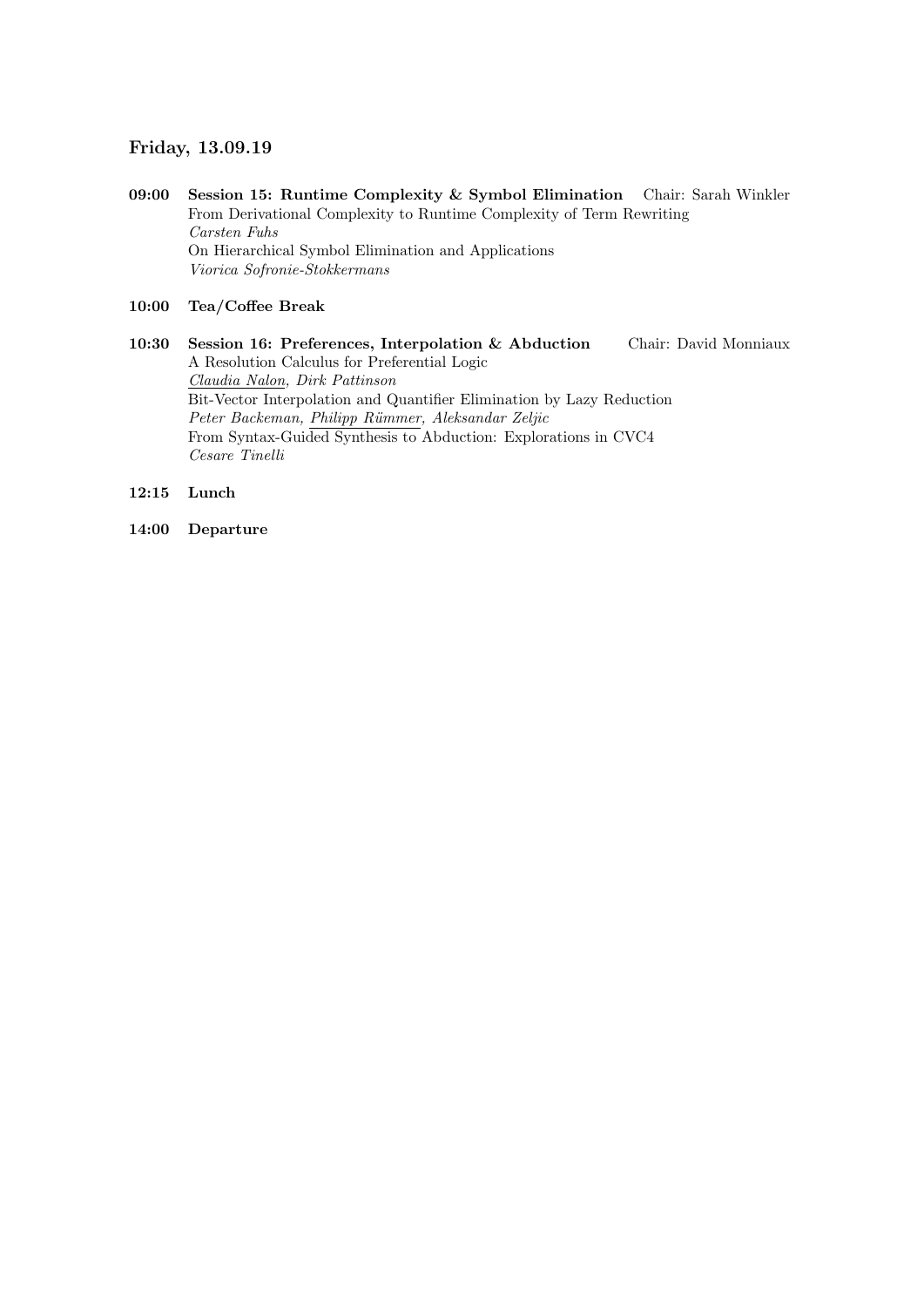## Friday, 13.09.19

**09:00** **Session 15: Runtime Complexity & Symbol Elimination** Chair: Sarah Winkler

From Derivational Complexity to Runtime Complexity of Term Rewriting
*Carsten Fuhs*

On Hierarchical Symbol Elimination and Applications
*Viorica Sofronie-Stokkermans*

**10:00** **Tea/Coffee Break**

**10:30** **Session 16: Preferences, Interpolation & Abduction** Chair: David Monniaux

A Resolution Calculus for Preferential Logic
*Claudia Nalon, Dirk Pattinson*

Bit-Vector Interpolation and Quantifier Elimination by Lazy Reduction
*Peter Backeman, Philipp Rümmer, Aleksandar Zeljic*

From Syntax-Guided Synthesis to Abduction: Explorations in CVC4
*Cesare Tinelli*

**12:15** **Lunch**

**14:00** **Departure**